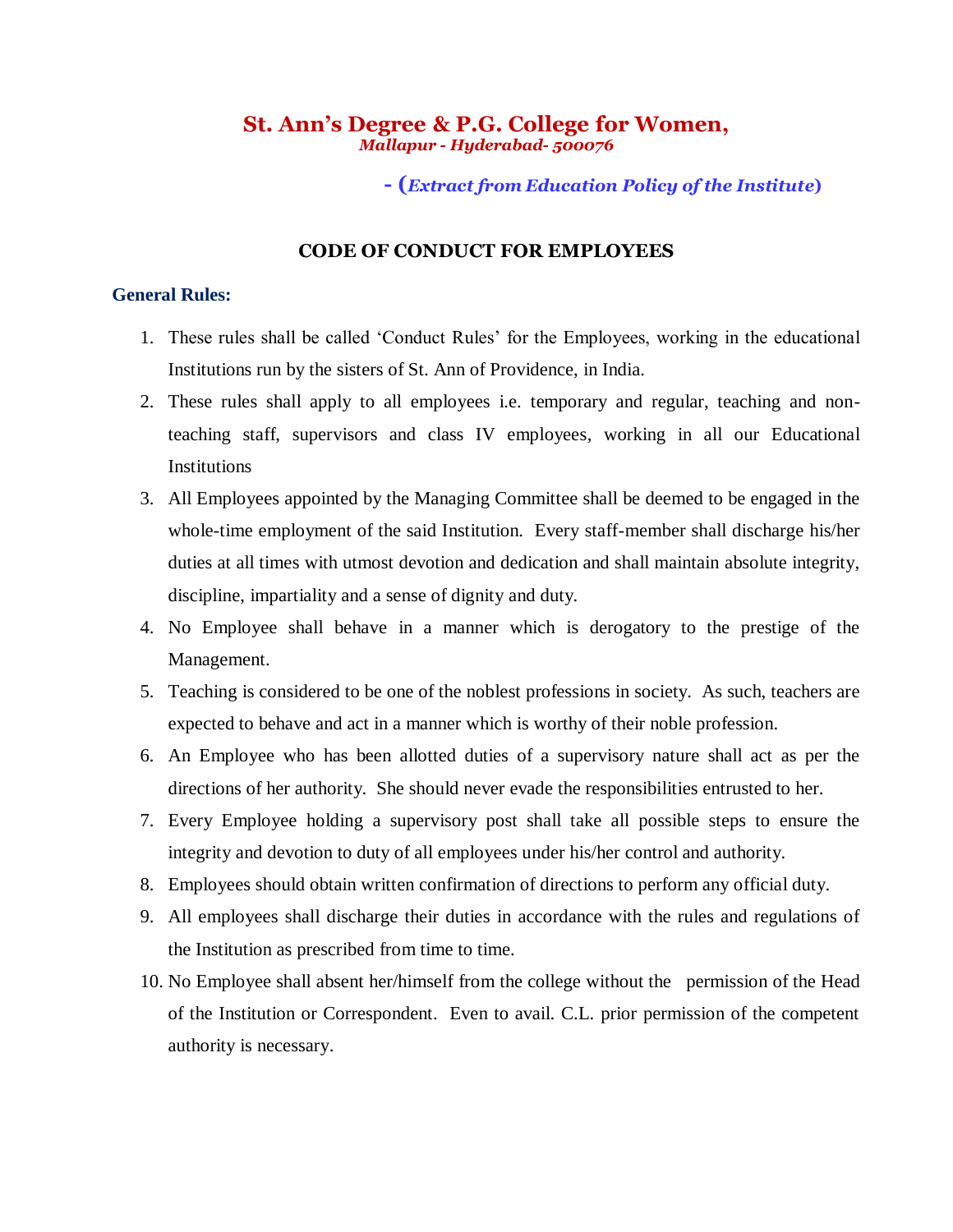# St. Ann's Degree & P.G. College for Women,

***Mallapur - Hyderabad- 500076***

**- (*Extract from Education Policy of the Institute*)**

## CODE OF CONDUCT FOR EMPLOYEES

### General Rules:

1. These rules shall be called 'Conduct Rules' for the Employees, working in the educational Institutions run by the sisters of St. Ann of Providence, in India.
2. These rules shall apply to all employees i.e. temporary and regular, teaching and non-teaching staff, supervisors and class IV employees, working in all our Educational Institutions
3. All Employees appointed by the Managing Committee shall be deemed to be engaged in the whole-time employment of the said Institution. Every staff-member shall discharge his/her duties at all times with utmost devotion and dedication and shall maintain absolute integrity, discipline, impartiality and a sense of dignity and duty.
4. No Employee shall behave in a manner which is derogatory to the prestige of the Management.
5. Teaching is considered to be one of the noblest professions in society. As such, teachers are expected to behave and act in a manner which is worthy of their noble profession.
6. An Employee who has been allotted duties of a supervisory nature shall act as per the directions of her authority. She should never evade the responsibilities entrusted to her.
7. Every Employee holding a supervisory post shall take all possible steps to ensure the integrity and devotion to duty of all employees under his/her control and authority.
8. Employees should obtain written confirmation of directions to perform any official duty.
9. All employees shall discharge their duties in accordance with the rules and regulations of the Institution as prescribed from time to time.
10. No Employee shall absent her/himself from the college without the permission of the Head of the Institution or Correspondent. Even to avail. C.L. prior permission of the competent authority is necessary.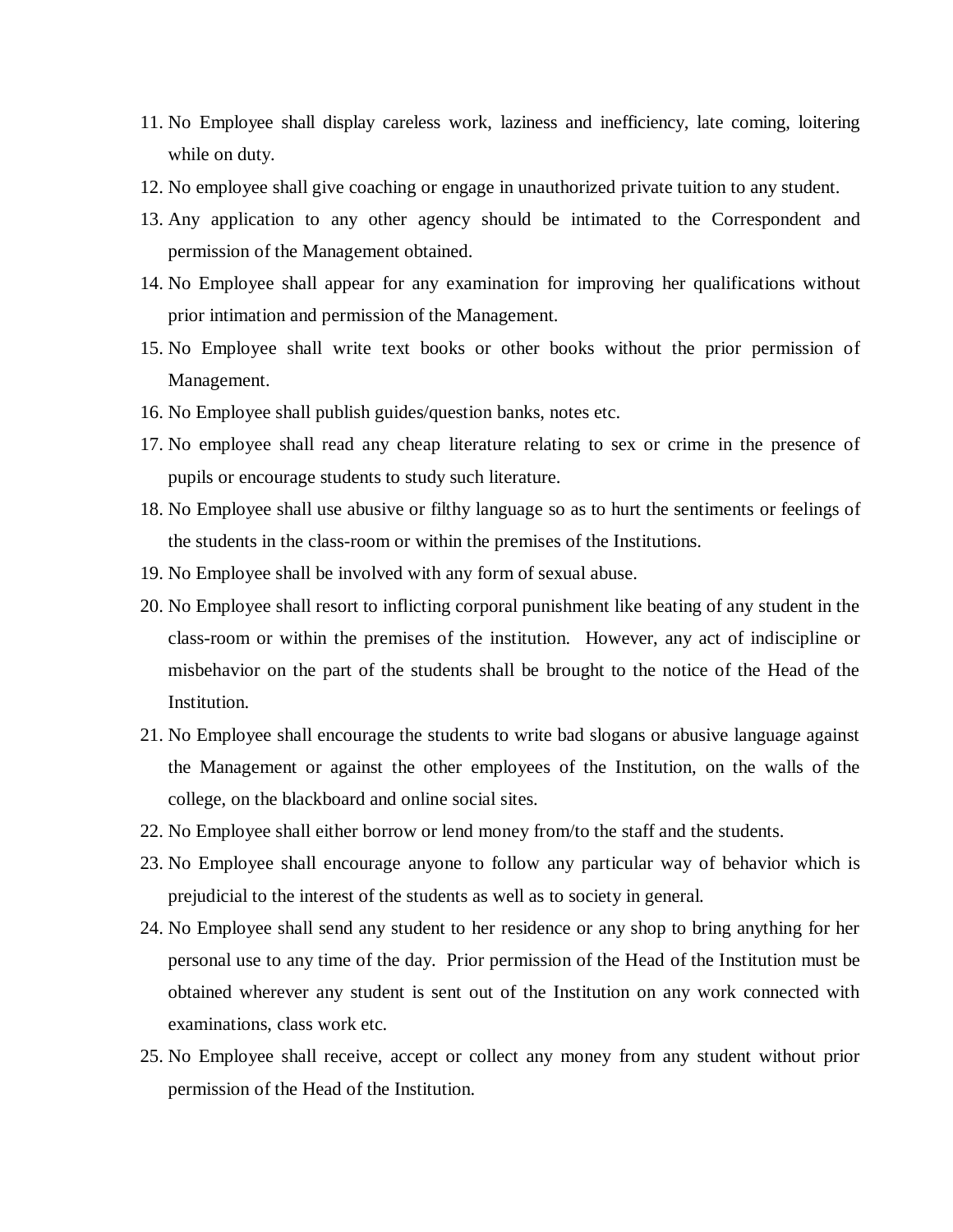11. No Employee shall display careless work, laziness and inefficiency, late coming, loitering while on duty.
12. No employee shall give coaching or engage in unauthorized private tuition to any student.
13. Any application to any other agency should be intimated to the Correspondent and permission of the Management obtained.
14. No Employee shall appear for any examination for improving her qualifications without prior intimation and permission of the Management.
15. No Employee shall write text books or other books without the prior permission of Management.
16. No Employee shall publish guides/question banks, notes etc.
17. No employee shall read any cheap literature relating to sex or crime in the presence of pupils or encourage students to study such literature.
18. No Employee shall use abusive or filthy language so as to hurt the sentiments or feelings of the students in the class-room or within the premises of the Institutions.
19. No Employee shall be involved with any form of sexual abuse.
20. No Employee shall resort to inflicting corporal punishment like beating of any student in the class-room or within the premises of the institution. However, any act of indiscipline or misbehavior on the part of the students shall be brought to the notice of the Head of the Institution.
21. No Employee shall encourage the students to write bad slogans or abusive language against the Management or against the other employees of the Institution, on the walls of the college, on the blackboard and online social sites.
22. No Employee shall either borrow or lend money from/to the staff and the students.
23. No Employee shall encourage anyone to follow any particular way of behavior which is prejudicial to the interest of the students as well as to society in general.
24. No Employee shall send any student to her residence or any shop to bring anything for her personal use to any time of the day. Prior permission of the Head of the Institution must be obtained wherever any student is sent out of the Institution on any work connected with examinations, class work etc.
25. No Employee shall receive, accept or collect any money from any student without prior permission of the Head of the Institution.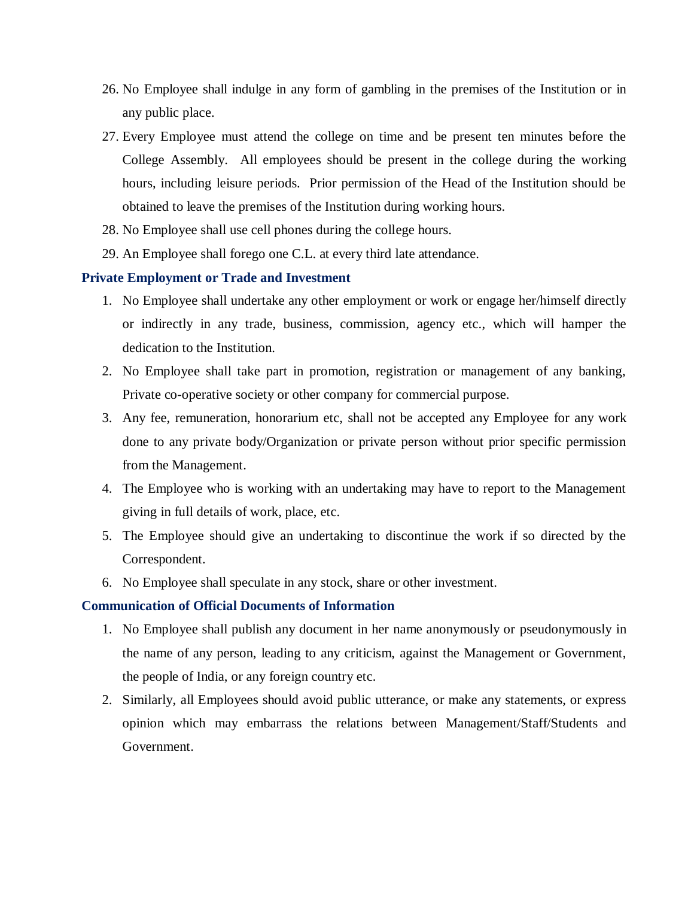26. No Employee shall indulge in any form of gambling in the premises of the Institution or in any public place.
27. Every Employee must attend the college on time and be present ten minutes before the College Assembly. All employees should be present in the college during the working hours, including leisure periods. Prior permission of the Head of the Institution should be obtained to leave the premises of the Institution during working hours.
28. No Employee shall use cell phones during the college hours.
29. An Employee shall forego one C.L. at every third late attendance.

### Private Employment or Trade and Investment

1. No Employee shall undertake any other employment or work or engage her/himself directly or indirectly in any trade, business, commission, agency etc., which will hamper the dedication to the Institution.
2. No Employee shall take part in promotion, registration or management of any banking, Private co-operative society or other company for commercial purpose.
3. Any fee, remuneration, honorarium etc, shall not be accepted any Employee for any work done to any private body/Organization or private person without prior specific permission from the Management.
4. The Employee who is working with an undertaking may have to report to the Management giving in full details of work, place, etc.
5. The Employee should give an undertaking to discontinue the work if so directed by the Correspondent.
6. No Employee shall speculate in any stock, share or other investment.

### Communication of Official Documents of Information

1. No Employee shall publish any document in her name anonymously or pseudonymously in the name of any person, leading to any criticism, against the Management or Government, the people of India, or any foreign country etc.
2. Similarly, all Employees should avoid public utterance, or make any statements, or express opinion which may embarrass the relations between Management/Staff/Students and Government.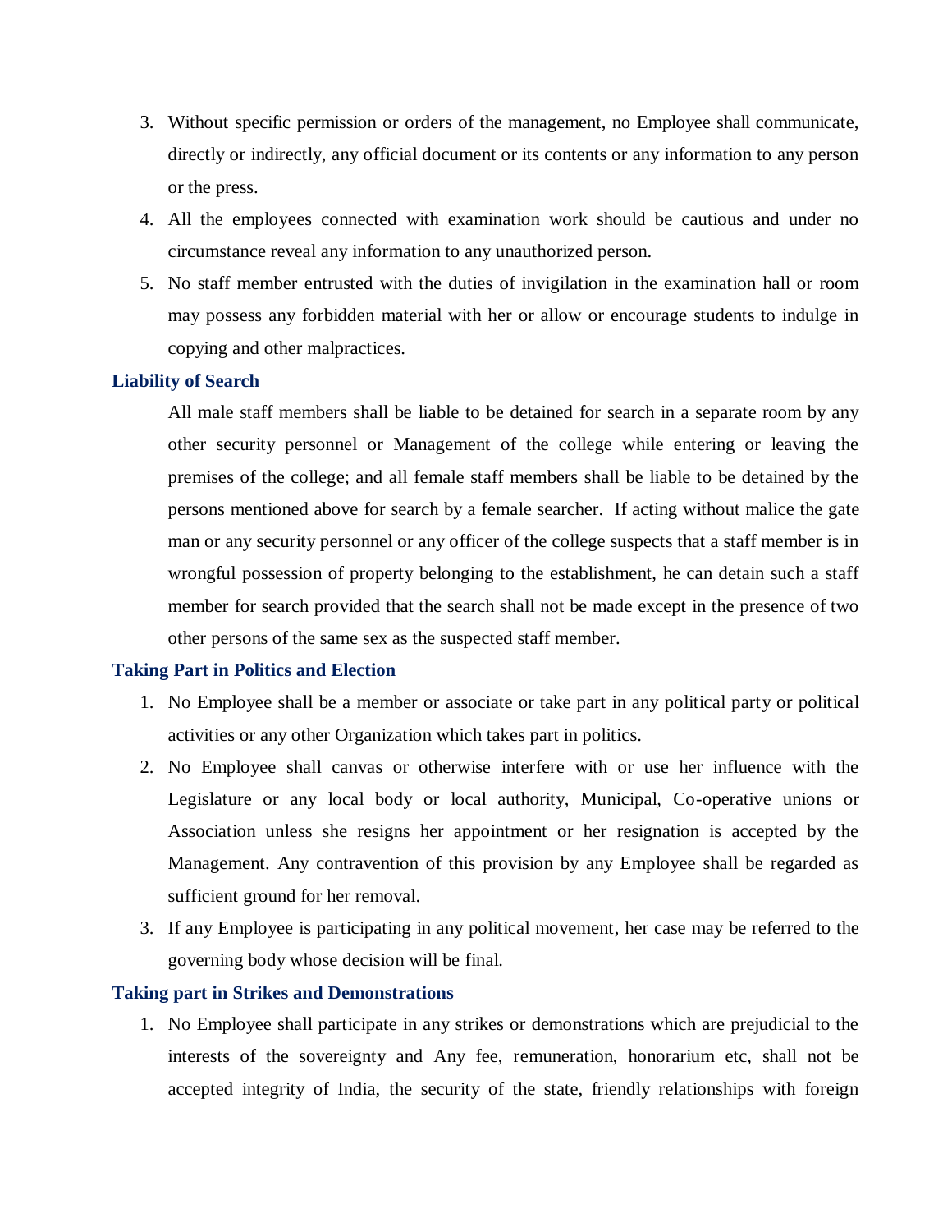3. Without specific permission or orders of the management, no Employee shall communicate, directly or indirectly, any official document or its contents or any information to any person or the press.
4. All the employees connected with examination work should be cautious and under no circumstance reveal any information to any unauthorized person.
5. No staff member entrusted with the duties of invigilation in the examination hall or room may possess any forbidden material with her or allow or encourage students to indulge in copying and other malpractices.

### Liability of Search

All male staff members shall be liable to be detained for search in a separate room by any other security personnel or Management of the college while entering or leaving the premises of the college; and all female staff members shall be liable to be detained by the persons mentioned above for search by a female searcher. If acting without malice the gate man or any security personnel or any officer of the college suspects that a staff member is in wrongful possession of property belonging to the establishment, he can detain such a staff member for search provided that the search shall not be made except in the presence of two other persons of the same sex as the suspected staff member.

### Taking Part in Politics and Election

1. No Employee shall be a member or associate or take part in any political party or political activities or any other Organization which takes part in politics.
2. No Employee shall canvas or otherwise interfere with or use her influence with the Legislature or any local body or local authority, Municipal, Co-operative unions or Association unless she resigns her appointment or her resignation is accepted by the Management. Any contravention of this provision by any Employee shall be regarded as sufficient ground for her removal.
3. If any Employee is participating in any political movement, her case may be referred to the governing body whose decision will be final.

### Taking part in Strikes and Demonstrations

1. No Employee shall participate in any strikes or demonstrations which are prejudicial to the interests of the sovereignty and Any fee, remuneration, honorarium etc, shall not be accepted integrity of India, the security of the state, friendly relationships with foreign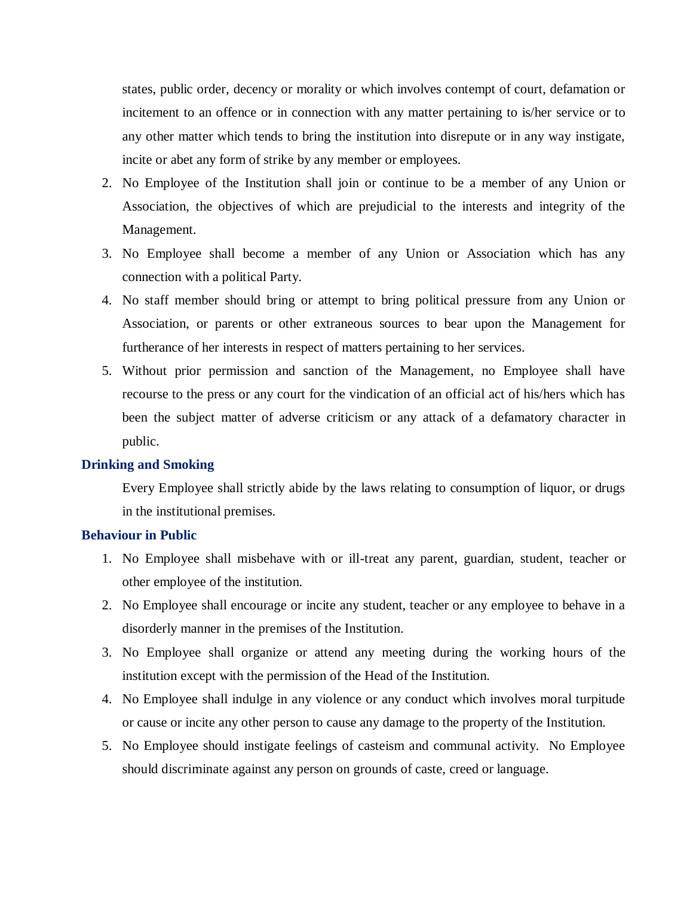states, public order, decency or morality or which involves contempt of court, defamation or incitement to an offence or in connection with any matter pertaining to is/her service or to any other matter which tends to bring the institution into disrepute or in any way instigate, incite or abet any form of strike by any member or employees.

2. No Employee of the Institution shall join or continue to be a member of any Union or Association, the objectives of which are prejudicial to the interests and integrity of the Management.
3. No Employee shall become a member of any Union or Association which has any connection with a political Party.
4. No staff member should bring or attempt to bring political pressure from any Union or Association, or parents or other extraneous sources to bear upon the Management for furtherance of her interests in respect of matters pertaining to her services.
5. Without prior permission and sanction of the Management, no Employee shall have recourse to the press or any court for the vindication of an official act of his/hers which has been the subject matter of adverse criticism or any attack of a defamatory character in public.

### Drinking and Smoking

Every Employee shall strictly abide by the laws relating to consumption of liquor, or drugs in the institutional premises.

### Behaviour in Public

1. No Employee shall misbehave with or ill-treat any parent, guardian, student, teacher or other employee of the institution.
2. No Employee shall encourage or incite any student, teacher or any employee to behave in a disorderly manner in the premises of the Institution.
3. No Employee shall organize or attend any meeting during the working hours of the institution except with the permission of the Head of the Institution.
4. No Employee shall indulge in any violence or any conduct which involves moral turpitude or cause or incite any other person to cause any damage to the property of the Institution.
5. No Employee should instigate feelings of casteism and communal activity. No Employee should discriminate against any person on grounds of caste, creed or language.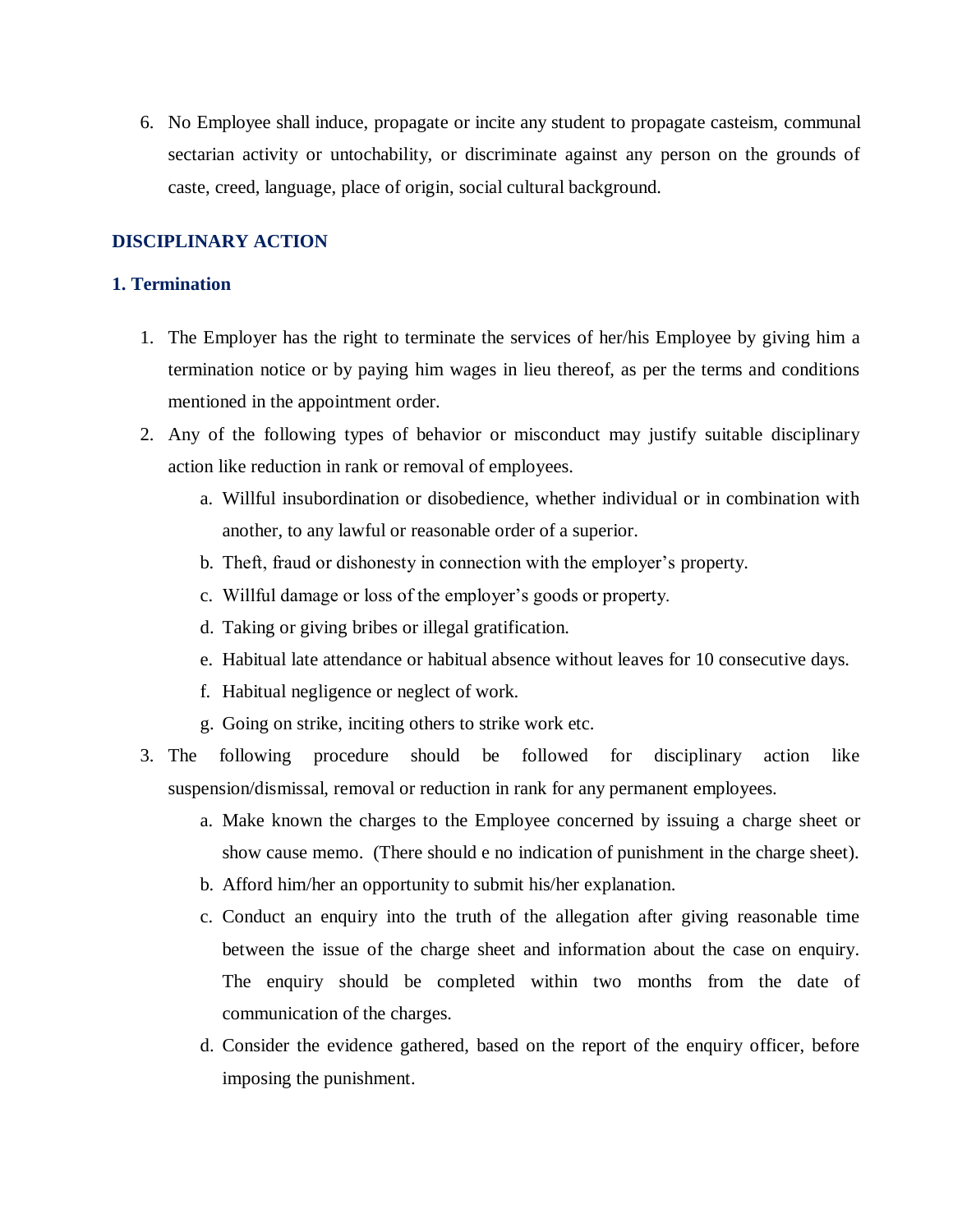6. No Employee shall induce, propagate or incite any student to propagate casteism, communal sectarian activity or untochability, or discriminate against any person on the grounds of caste, creed, language, place of origin, social cultural background.

## DISCIPLINARY ACTION

### 1. Termination

1. The Employer has the right to terminate the services of her/his Employee by giving him a termination notice or by paying him wages in lieu thereof, as per the terms and conditions mentioned in the appointment order.
2. Any of the following types of behavior or misconduct may justify suitable disciplinary action like reduction in rank or removal of employees.
    a. Willful insubordination or disobedience, whether individual or in combination with another, to any lawful or reasonable order of a superior.
    b. Theft, fraud or dishonesty in connection with the employer's property.
    c. Willful damage or loss of the employer's goods or property.
    d. Taking or giving bribes or illegal gratification.
    e. Habitual late attendance or habitual absence without leaves for 10 consecutive days.
    f. Habitual negligence or neglect of work.
    g. Going on strike, inciting others to strike work etc.
3. The following procedure should be followed for disciplinary action like suspension/dismissal, removal or reduction in rank for any permanent employees.
    a. Make known the charges to the Employee concerned by issuing a charge sheet or show cause memo. (There should e no indication of punishment in the charge sheet).
    b. Afford him/her an opportunity to submit his/her explanation.
    c. Conduct an enquiry into the truth of the allegation after giving reasonable time between the issue of the charge sheet and information about the case on enquiry. The enquiry should be completed within two months from the date of communication of the charges.
    d. Consider the evidence gathered, based on the report of the enquiry officer, before imposing the punishment.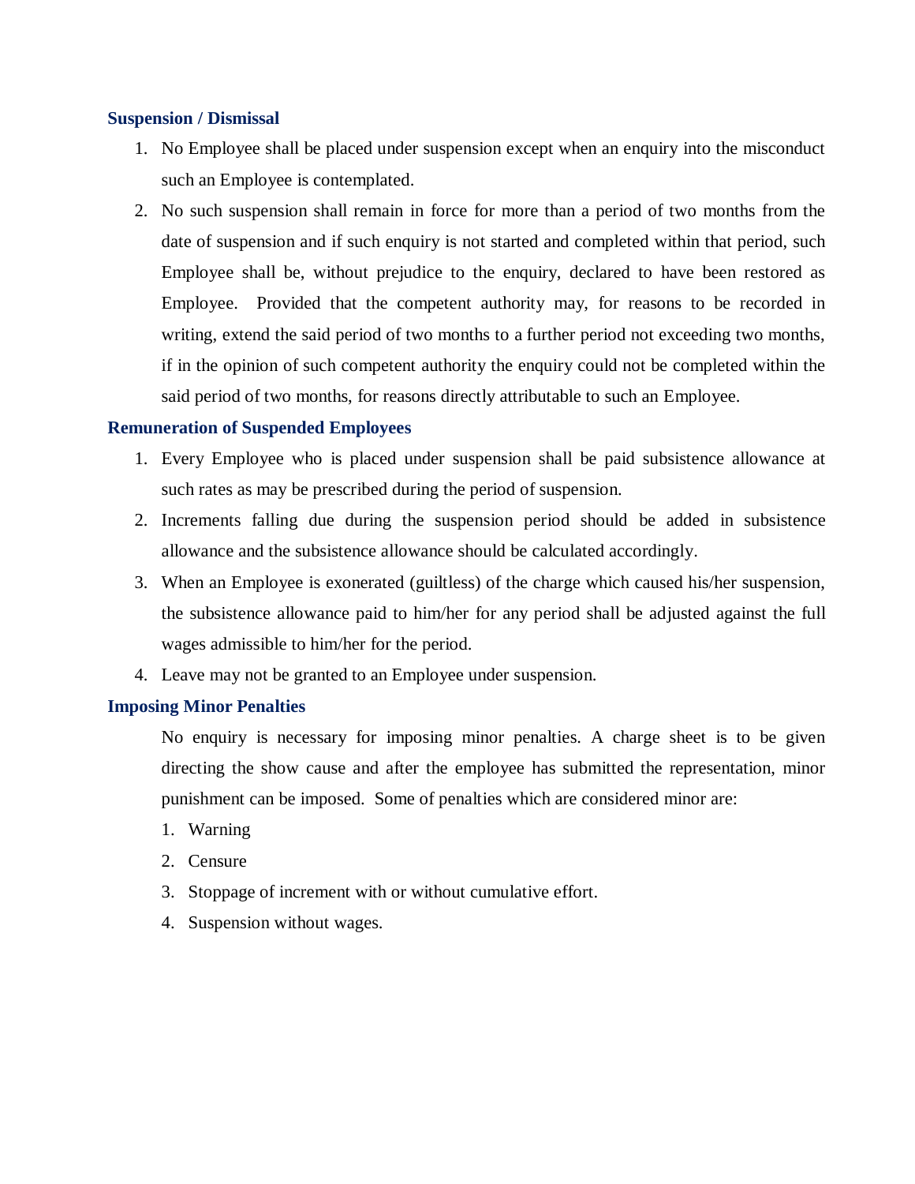### Suspension / Dismissal

1. No Employee shall be placed under suspension except when an enquiry into the misconduct such an Employee is contemplated.
2. No such suspension shall remain in force for more than a period of two months from the date of suspension and if such enquiry is not started and completed within that period, such Employee shall be, without prejudice to the enquiry, declared to have been restored as Employee. Provided that the competent authority may, for reasons to be recorded in writing, extend the said period of two months to a further period not exceeding two months, if in the opinion of such competent authority the enquiry could not be completed within the said period of two months, for reasons directly attributable to such an Employee.

### Remuneration of Suspended Employees

1. Every Employee who is placed under suspension shall be paid subsistence allowance at such rates as may be prescribed during the period of suspension.
2. Increments falling due during the suspension period should be added in subsistence allowance and the subsistence allowance should be calculated accordingly.
3. When an Employee is exonerated (guiltless) of the charge which caused his/her suspension, the subsistence allowance paid to him/her for any period shall be adjusted against the full wages admissible to him/her for the period.
4. Leave may not be granted to an Employee under suspension.

### Imposing Minor Penalties

No enquiry is necessary for imposing minor penalties. A charge sheet is to be given directing the show cause and after the employee has submitted the representation, minor punishment can be imposed. Some of penalties which are considered minor are:

1. Warning
2. Censure
3. Stoppage of increment with or without cumulative effort.
4. Suspension without wages.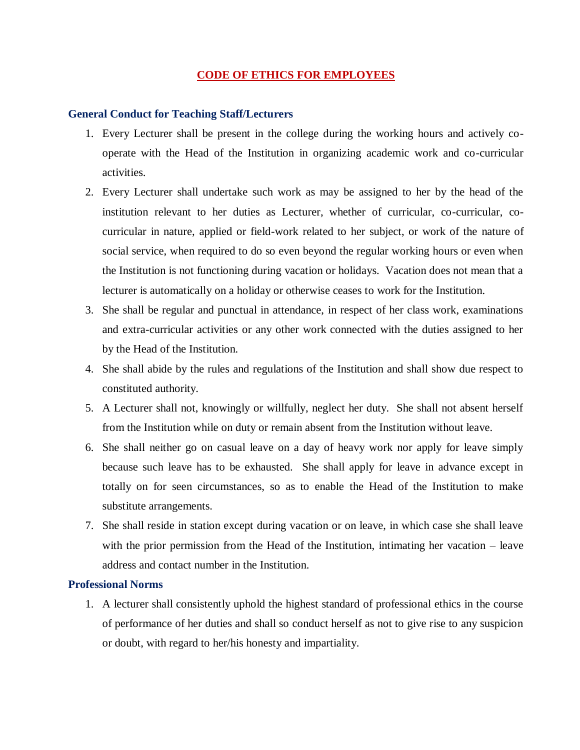# CODE OF ETHICS FOR EMPLOYEES

## General Conduct for Teaching Staff/Lecturers

1. Every Lecturer shall be present in the college during the working hours and actively co-operate with the Head of the Institution in organizing academic work and co-curricular activities.
2. Every Lecturer shall undertake such work as may be assigned to her by the head of the institution relevant to her duties as Lecturer, whether of curricular, co-curricular, co-curricular in nature, applied or field-work related to her subject, or work of the nature of social service, when required to do so even beyond the regular working hours or even when the Institution is not functioning during vacation or holidays. Vacation does not mean that a lecturer is automatically on a holiday or otherwise ceases to work for the Institution.
3. She shall be regular and punctual in attendance, in respect of her class work, examinations and extra-curricular activities or any other work connected with the duties assigned to her by the Head of the Institution.
4. She shall abide by the rules and regulations of the Institution and shall show due respect to constituted authority.
5. A Lecturer shall not, knowingly or willfully, neglect her duty. She shall not absent herself from the Institution while on duty or remain absent from the Institution without leave.
6. She shall neither go on casual leave on a day of heavy work nor apply for leave simply because such leave has to be exhausted. She shall apply for leave in advance except in totally on for seen circumstances, so as to enable the Head of the Institution to make substitute arrangements.
7. She shall reside in station except during vacation or on leave, in which case she shall leave with the prior permission from the Head of the Institution, intimating her vacation – leave address and contact number in the Institution.

## Professional Norms

1. A lecturer shall consistently uphold the highest standard of professional ethics in the course of performance of her duties and shall so conduct herself as not to give rise to any suspicion or doubt, with regard to her/his honesty and impartiality.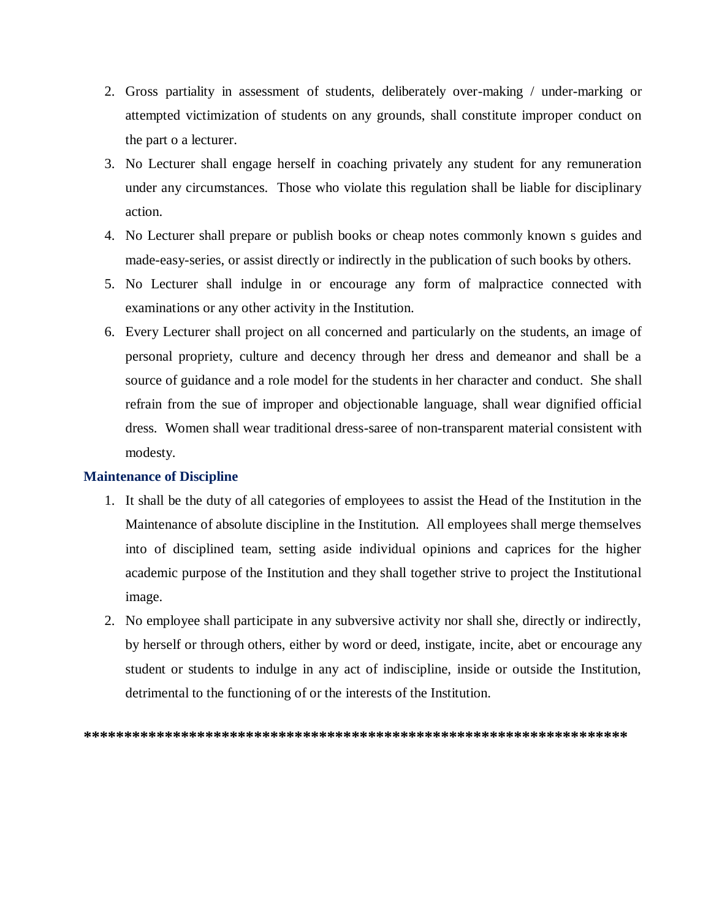2. Gross partiality in assessment of students, deliberately over-making / under-marking or attempted victimization of students on any grounds, shall constitute improper conduct on the part o a lecturer.
3. No Lecturer shall engage herself in coaching privately any student for any remuneration under any circumstances. Those who violate this regulation shall be liable for disciplinary action.
4. No Lecturer shall prepare or publish books or cheap notes commonly known s guides and made-easy-series, or assist directly or indirectly in the publication of such books by others.
5. No Lecturer shall indulge in or encourage any form of malpractice connected with examinations or any other activity in the Institution.
6. Every Lecturer shall project on all concerned and particularly on the students, an image of personal propriety, culture and decency through her dress and demeanor and shall be a source of guidance and a role model for the students in her character and conduct. She shall refrain from the sue of improper and objectionable language, shall wear dignified official dress. Women shall wear traditional dress-saree of non-transparent material consistent with modesty.

**Maintenance of Discipline**

1. It shall be the duty of all categories of employees to assist the Head of the Institution in the Maintenance of absolute discipline in the Institution. All employees shall merge themselves into of disciplined team, setting aside individual opinions and caprices for the higher academic purpose of the Institution and they shall together strive to project the Institutional image.
2. No employee shall participate in any subversive activity nor shall she, directly or indirectly, by herself or through others, either by word or deed, instigate, incite, abet or encourage any student or students to indulge in any act of indiscipline, inside or outside the Institution, detrimental to the functioning of or the interests of the Institution.

**********************************************************************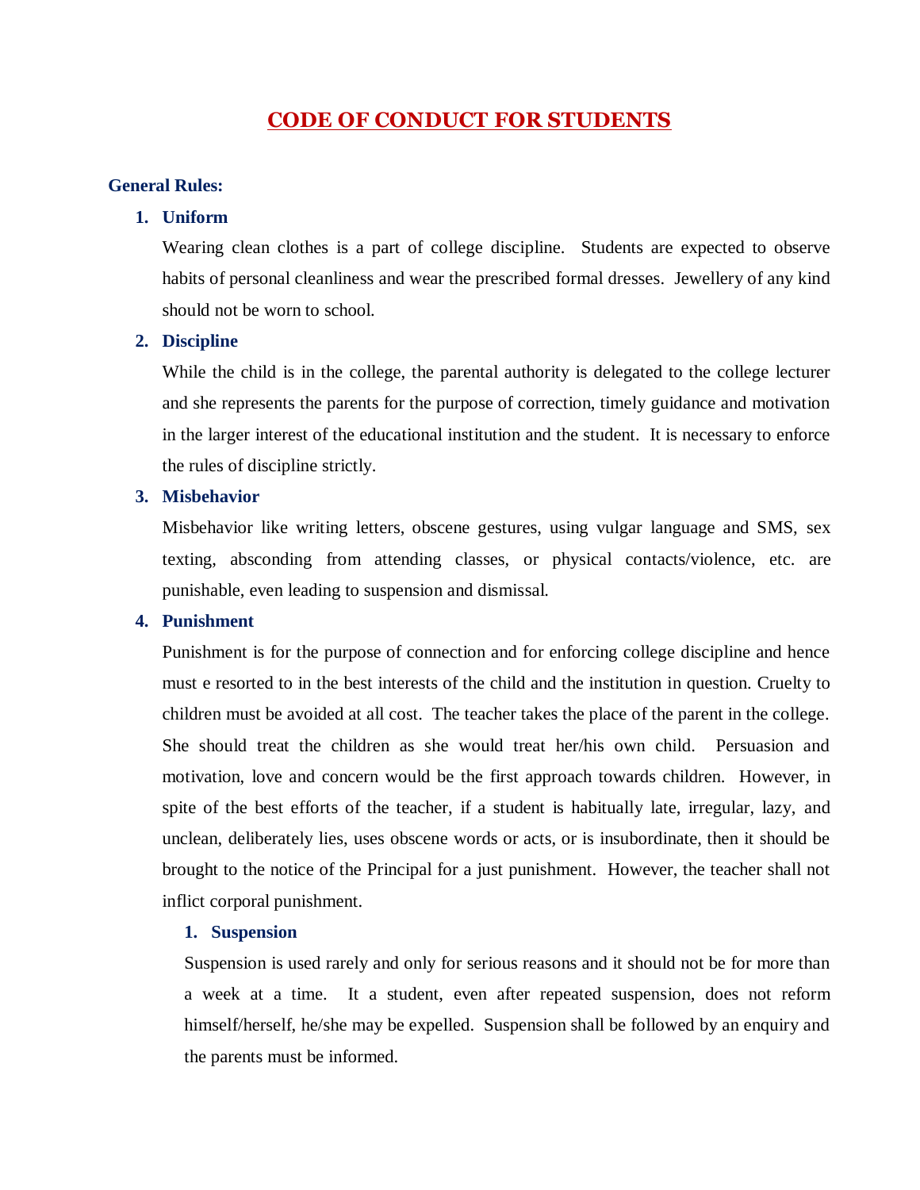# CODE OF CONDUCT FOR STUDENTS

**General Rules:**

1. **Uniform**

   Wearing clean clothes is a part of college discipline. Students are expected to observe habits of personal cleanliness and wear the prescribed formal dresses. Jewellery of any kind should not be worn to school.

2. **Discipline**

   While the child is in the college, the parental authority is delegated to the college lecturer and she represents the parents for the purpose of correction, timely guidance and motivation in the larger interest of the educational institution and the student. It is necessary to enforce the rules of discipline strictly.

3. **Misbehavior**

   Misbehavior like writing letters, obscene gestures, using vulgar language and SMS, sex texting, absconding from attending classes, or physical contacts/violence, etc. are punishable, even leading to suspension and dismissal.

4. **Punishment**

   Punishment is for the purpose of connection and for enforcing college discipline and hence must e resorted to in the best interests of the child and the institution in question. Cruelty to children must be avoided at all cost. The teacher takes the place of the parent in the college. She should treat the children as she would treat her/his own child. Persuasion and motivation, love and concern would be the first approach towards children. However, in spite of the best efforts of the teacher, if a student is habitually late, irregular, lazy, and unclean, deliberately lies, uses obscene words or acts, or is insubordinate, then it should be brought to the notice of the Principal for a just punishment. However, the teacher shall not inflict corporal punishment.

   1. **Suspension**

      Suspension is used rarely and only for serious reasons and it should not be for more than a week at a time. It a student, even after repeated suspension, does not reform himself/herself, he/she may be expelled. Suspension shall be followed by an enquiry and the parents must be informed.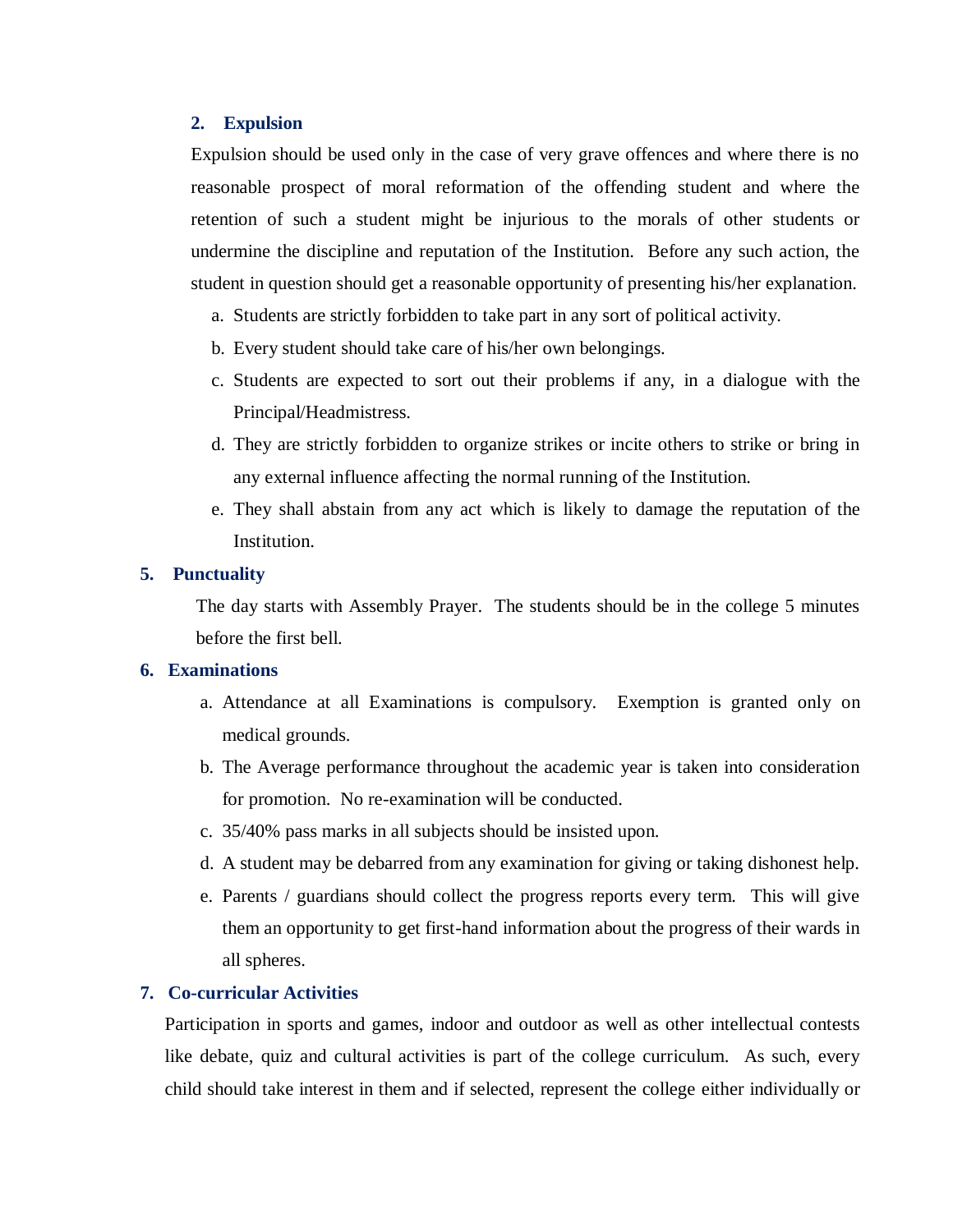### 2. Expulsion

Expulsion should be used only in the case of very grave offences and where there is no reasonable prospect of moral reformation of the offending student and where the retention of such a student might be injurious to the morals of other students or undermine the discipline and reputation of the Institution. Before any such action, the student in question should get a reasonable opportunity of presenting his/her explanation.

a. Students are strictly forbidden to take part in any sort of political activity.
b. Every student should take care of his/her own belongings.
c. Students are expected to sort out their problems if any, in a dialogue with the Principal/Headmistress.
d. They are strictly forbidden to organize strikes or incite others to strike or bring in any external influence affecting the normal running of the Institution.
e. They shall abstain from any act which is likely to damage the reputation of the Institution.

### 5. Punctuality

The day starts with Assembly Prayer. The students should be in the college 5 minutes before the first bell.

### 6. Examinations

a. Attendance at all Examinations is compulsory. Exemption is granted only on medical grounds.
b. The Average performance throughout the academic year is taken into consideration for promotion. No re-examination will be conducted.
c. 35/40% pass marks in all subjects should be insisted upon.
d. A student may be debarred from any examination for giving or taking dishonest help.
e. Parents / guardians should collect the progress reports every term. This will give them an opportunity to get first-hand information about the progress of their wards in all spheres.

### 7. Co-curricular Activities

Participation in sports and games, indoor and outdoor as well as other intellectual contests like debate, quiz and cultural activities is part of the college curriculum. As such, every child should take interest in them and if selected, represent the college either individually or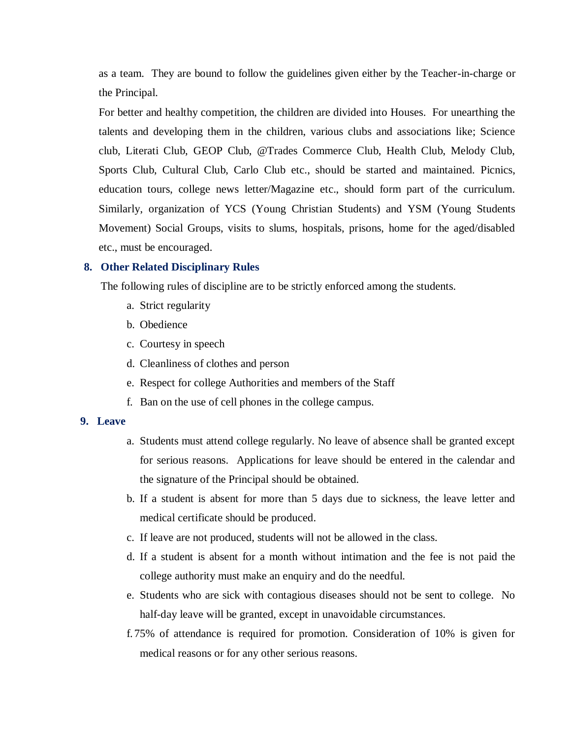as a team. They are bound to follow the guidelines given either by the Teacher-in-charge or the Principal.

For better and healthy competition, the children are divided into Houses. For unearthing the talents and developing them in the children, various clubs and associations like; Science club, Literati Club, GEOP Club, @Trades Commerce Club, Health Club, Melody Club, Sports Club, Cultural Club, Carlo Club etc., should be started and maintained. Picnics, education tours, college news letter/Magazine etc., should form part of the curriculum. Similarly, organization of YCS (Young Christian Students) and YSM (Young Students Movement) Social Groups, visits to slums, hospitals, prisons, home for the aged/disabled etc., must be encouraged.

## 8. Other Related Disciplinary Rules

The following rules of discipline are to be strictly enforced among the students.

a. Strict regularity
b. Obedience
c. Courtesy in speech
d. Cleanliness of clothes and person
e. Respect for college Authorities and members of the Staff
f. Ban on the use of cell phones in the college campus.

## 9. Leave

a. Students must attend college regularly. No leave of absence shall be granted except for serious reasons. Applications for leave should be entered in the calendar and the signature of the Principal should be obtained.
b. If a student is absent for more than 5 days due to sickness, the leave letter and medical certificate should be produced.
c. If leave are not produced, students will not be allowed in the class.
d. If a student is absent for a month without intimation and the fee is not paid the college authority must make an enquiry and do the needful.
e. Students who are sick with contagious diseases should not be sent to college. No half-day leave will be granted, except in unavoidable circumstances.
f. 75% of attendance is required for promotion. Consideration of 10% is given for medical reasons or for any other serious reasons.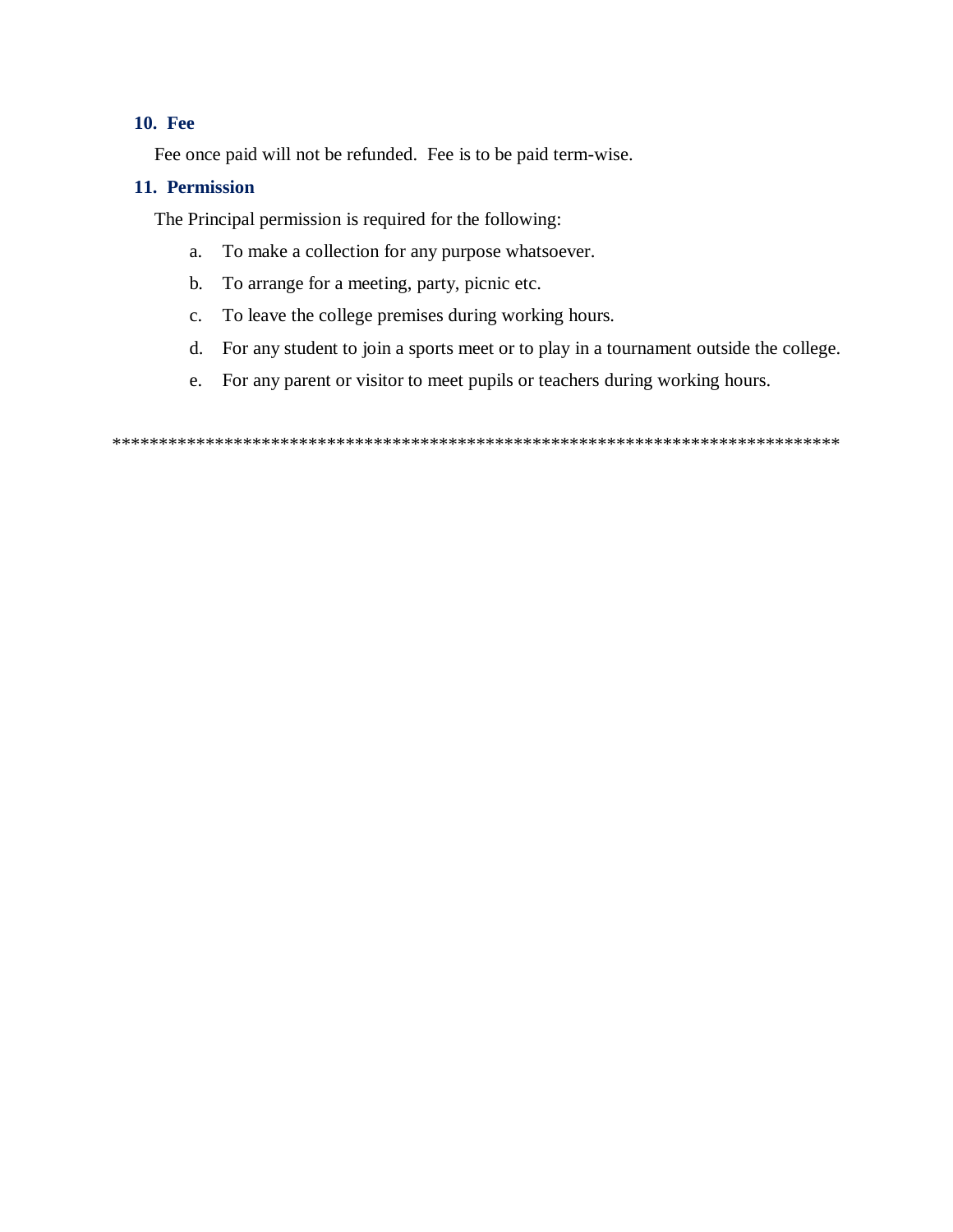### 10. Fee

Fee once paid will not be refunded. Fee is to be paid term-wise.

### 11. Permission

The Principal permission is required for the following:

a. To make a collection for any purpose whatsoever.

b. To arrange for a meeting, party, picnic etc.

c. To leave the college premises during working hours.

d. For any student to join a sports meet or to play in a tournament outside the college.

e. For any parent or visitor to meet pupils or teachers during working hours.

*******************************************************************************